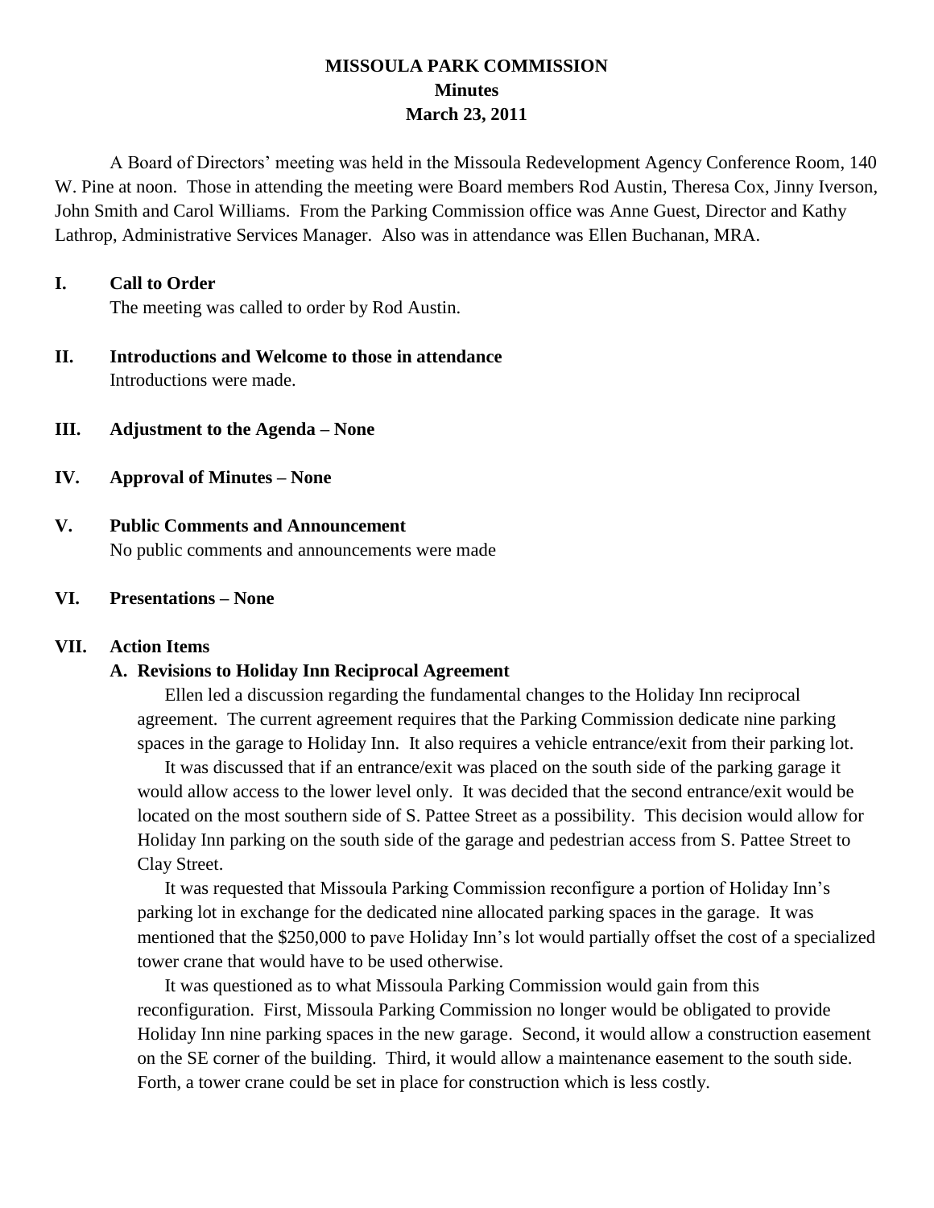# MISSOULA PARK COMMISSION
## Minutes
## March 23, 2011

A Board of Directors' meeting was held in the Missoula Redevelopment Agency Conference Room, 140 W. Pine at noon. Those in attending the meeting were Board members Rod Austin, Theresa Cox, Jinny Iverson, John Smith and Carol Williams. From the Parking Commission office was Anne Guest, Director and Kathy Lathrop, Administrative Services Manager. Also was in attendance was Ellen Buchanan, MRA.

**I. Call to Order**

The meeting was called to order by Rod Austin.

**II. Introductions and Welcome to those in attendance**

Introductions were made.

**III. Adjustment to the Agenda – None**

**IV. Approval of Minutes – None**

**V. Public Comments and Announcement**

No public comments and announcements were made

**VI. Presentations – None**

**VII. Action Items**

**A. Revisions to Holiday Inn Reciprocal Agreement**

Ellen led a discussion regarding the fundamental changes to the Holiday Inn reciprocal agreement. The current agreement requires that the Parking Commission dedicate nine parking spaces in the garage to Holiday Inn. It also requires a vehicle entrance/exit from their parking lot.

It was discussed that if an entrance/exit was placed on the south side of the parking garage it would allow access to the lower level only. It was decided that the second entrance/exit would be located on the most southern side of S. Pattee Street as a possibility. This decision would allow for Holiday Inn parking on the south side of the garage and pedestrian access from S. Pattee Street to Clay Street.

It was requested that Missoula Parking Commission reconfigure a portion of Holiday Inn's parking lot in exchange for the dedicated nine allocated parking spaces in the garage. It was mentioned that the $250,000 to pave Holiday Inn's lot would partially offset the cost of a specialized tower crane that would have to be used otherwise.

It was questioned as to what Missoula Parking Commission would gain from this reconfiguration. First, Missoula Parking Commission no longer would be obligated to provide Holiday Inn nine parking spaces in the new garage. Second, it would allow a construction easement on the SE corner of the building. Third, it would allow a maintenance easement to the south side. Forth, a tower crane could be set in place for construction which is less costly.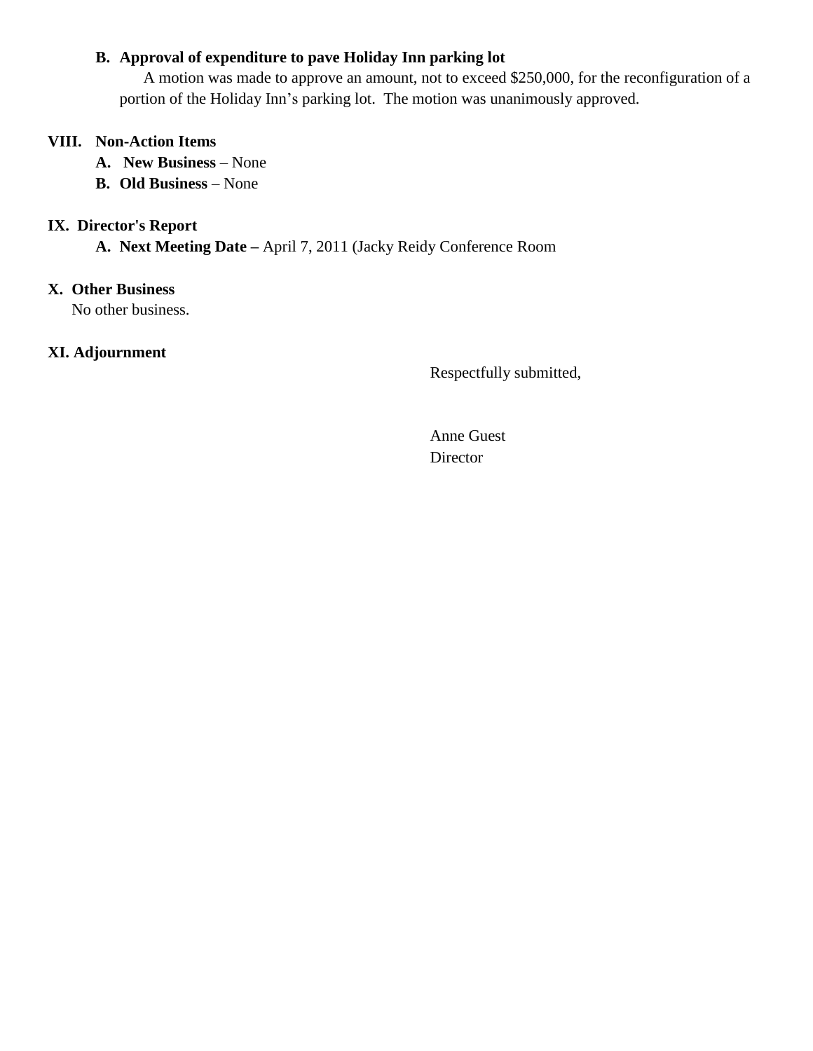**B. Approval of expenditure to pave Holiday Inn parking lot**

A motion was made to approve an amount, not to exceed $250,000, for the reconfiguration of a portion of the Holiday Inn's parking lot. The motion was unanimously approved.

## VIII. Non-Action Items

**A. New Business** – None

**B. Old Business** – None

## IX. Director's Report

**A. Next Meeting Date –** April 7, 2011 (Jacky Reidy Conference Room

## X. Other Business

No other business.

## XI. Adjournment

Respectfully submitted,

Anne Guest
Director